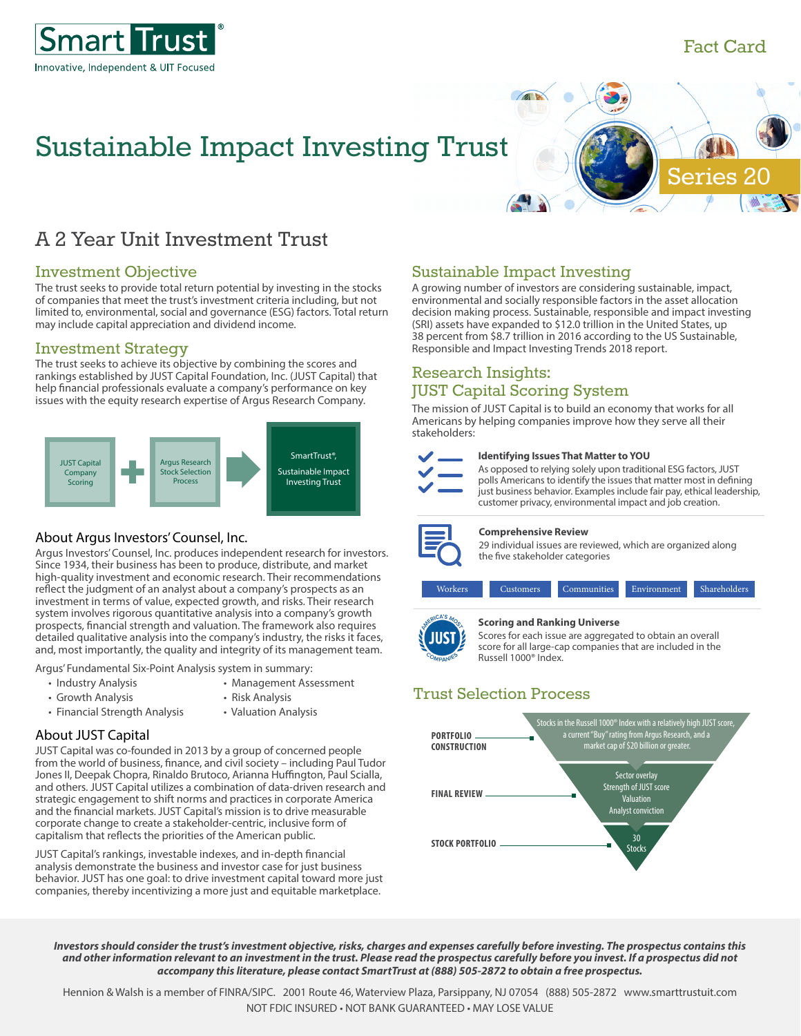Smart Trust®

Innovative, Independent & UIT Focused

Fact Card

# Sustainable Impact Investing Trust

Series 20

## A 2 Year Unit Investment Trust

### Investment Objective

The trust seeks to provide total return potential by investing in the stocks of companies that meet the trust's investment criteria including, but not limited to, environmental, social and governance (ESG) factors. Total return may include capital appreciation and dividend income.

### Investment Strategy

The trust seeks to achieve its objective by combining the scores and rankings established by JUST Capital Foundation, Inc. (JUST Capital) that help financial professionals evaluate a company's performance on key issues with the equity research expertise of Argus Research Company.

JUST Capital Company Scoring + Argus Research Stock Selection Process → SmartTrust®, Sustainable Impact Investing Trust

### About Argus Investors' Counsel, Inc.

Argus Investors' Counsel, Inc. produces independent research for investors. Since 1934, their business has been to produce, distribute, and market high-quality investment and economic research. Their recommendations reflect the judgment of an analyst about a company's prospects as an investment in terms of value, expected growth, and risks. Their research system involves rigorous quantitative analysis into a company's growth prospects, financial strength and valuation. The framework also requires detailed qualitative analysis into the company's industry, the risks it faces, and, most importantly, the quality and integrity of its management team.

Argus' Fundamental Six-Point Analysis system in summary:

- Industry Analysis
- Growth Analysis
- Financial Strength Analysis
- Management Assessment
- Risk Analysis
- Valuation Analysis

### About JUST Capital

JUST Capital was co-founded in 2013 by a group of concerned people from the world of business, finance, and civil society – including Paul Tudor Jones II, Deepak Chopra, Rinaldo Brutoco, Arianna Huffington, Paul Scialla, and others. JUST Capital utilizes a combination of data-driven research and strategic engagement to shift norms and practices in corporate America and the financial markets. JUST Capital's mission is to drive measurable corporate change to create a stakeholder-centric, inclusive form of capitalism that reflects the priorities of the American public.

JUST Capital's rankings, investable indexes, and in-depth financial analysis demonstrate the business and investor case for just business behavior. JUST has one goal: to drive investment capital toward more just companies, thereby incentivizing a more just and equitable marketplace.

### Sustainable Impact Investing

A growing number of investors are considering sustainable, impact, environmental and socially responsible factors in the asset allocation decision making process. Sustainable, responsible and impact investing (SRI) assets have expanded to $12.0 trillion in the United States, up 38 percent from $8.7 trillion in 2016 according to the US Sustainable, Responsible and Impact Investing Trends 2018 report.

### Research Insights: JUST Capital Scoring System

The mission of JUST Capital is to build an economy that works for all Americans by helping companies improve how they serve all their stakeholders:

**Identifying Issues That Matter to YOU**

As opposed to relying solely upon traditional ESG factors, JUST polls Americans to identify the issues that matter most in defining just business behavior. Examples include fair pay, ethical leadership, customer privacy, environmental impact and job creation.

**Comprehensive Review**

29 individual issues are reviewed, which are organized along the five stakeholder categories

Workers | Customers | Communities | Environment | Shareholders

**Scoring and Ranking Universe**

Scores for each issue are aggregated to obtain an overall score for all large-cap companies that are included in the Russell 1000® Index.

### Trust Selection Process

- **PORTFOLIO CONSTRUCTION** — Stocks in the Russell 1000® Index with a relatively high JUST score, a current "Buy" rating from Argus Research, and a market cap of $20 billion or greater.
- **FINAL REVIEW** — Sector overlay; Strength of JUST score; Valuation; Analyst conviction
- **STOCK PORTFOLIO** — 30 Stocks

***Investors should consider the trust's investment objective, risks, charges and expenses carefully before investing. The prospectus contains this and other information relevant to an investment in the trust. Please read the prospectus carefully before you invest. If a prospectus did not accompany this literature, please contact SmartTrust at (888) 505-2872 to obtain a free prospectus.***

Hennion & Walsh is a member of FINRA/SIPC. 2001 Route 46, Waterview Plaza, Parsippany, NJ 07054 (888) 505-2872 www.smarttrustuit.com

NOT FDIC INSURED • NOT BANK GUARANTEED • MAY LOSE VALUE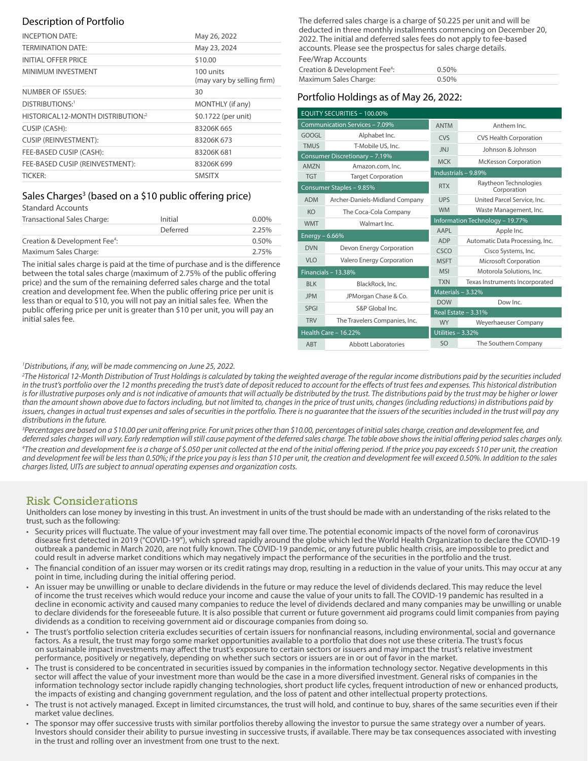## Description of Portfolio

| | |
|---|---|
| INCEPTION DATE: | May 26, 2022 |
| TERMINATION DATE: | May 23, 2024 |
| INITIAL OFFER PRICE | $10.00 |
| MINIMUM INVESTMENT | 100 units (may vary by selling firm) |
| NUMBER OF ISSUES: | 30 |
| DISTRIBUTIONS:[1] | MONTHLY (if any) |
| HISTORICAL 12-MONTH DISTRIBUTION:[2] | $0.1722 (per unit) |
| CUSIP (CASH): | 83206K 665 |
| CUSIP (REINVESTMENT): | 83206K 673 |
| FEE-BASED CUSIP (CASH): | 83206K 681 |
| FEE-BASED CUSIP (REINVESTMENT): | 83206K 699 |
| TICKER: | SMSITX |

## Sales Charges[3] (based on a $10 public offering price)

Standard Accounts

| | | |
|---|---|---|
| Transactional Sales Charge: | Initial | 0.00% |
| | Deferred | 2.25% |
| Creation & Development Fee[4]: | | 0.50% |
| Maximum Sales Charge: | | 2.75% |

The initial sales charge is paid at the time of purchase and is the difference between the total sales charge (maximum of 2.75% of the public offering price) and the sum of the remaining deferred sales charge and the total creation and development fee. When the public offering price per unit is less than or equal to $10, you will not pay an initial sales fee. When the public offering price per unit is greater than $10 per unit, you will pay an initial sales fee.

The deferred sales charge is a charge of $0.225 per unit and will be deducted in three monthly installments commencing on December 20, 2022. The initial and deferred sales fees do not apply to fee-based accounts. Please see the prospectus for sales charge details.

Fee/Wrap Accounts

| | |
|---|---|
| Creation & Development Fee[4]: | 0.50% |
| Maximum Sales Charge: | 0.50% |

## Portfolio Holdings as of May 26, 2022:

| | |
|---|---|
| **EQUITY SECURITIES – 100.00%** | |
| **Communication Services – 7.09%** | |
| GOOGL | Alphabet Inc. |
| TMUS | T-Mobile US, Inc. |
| **Consumer Discretionary – 7.19%** | |
| AMZN | Amazon.com, Inc. |
| TGT | Target Corporation |
| **Consumer Staples – 9.85%** | |
| ADM | Archer-Daniels-Midland Company |
| KO | The Coca-Cola Company |
| WMT | Walmart Inc. |
| **Energy – 6.66%** | |
| DVN | Devon Energy Corporation |
| VLO | Valero Energy Corporation |
| **Financials – 13.38%** | |
| BLK | BlackRock, Inc. |
| JPM | JPMorgan Chase & Co. |
| SPGI | S&P Global Inc. |
| TRV | The Travelers Companies, Inc. |
| **Health Care – 16.22%** | |
| ABT | Abbott Laboratories |
| ANTM | Anthem Inc. |
| CVS | CVS Health Corporation |
| JNJ | Johnson & Johnson |
| MCK | McKesson Corporation |
| **Industrials – 9.89%** | |
| RTX | Raytheon Technologies Corporation |
| UPS | United Parcel Service, Inc. |
| WM | Waste Management, Inc. |
| **Information Technology – 19.77%** | |
| AAPL | Apple Inc. |
| ADP | Automatic Data Processing, Inc. |
| CSCO | Cisco Systems, Inc. |
| MSFT | Microsoft Corporation |
| MSI | Motorola Solutions, Inc. |
| TXN | Texas Instruments Incorporated |
| **Materials – 3.32%** | |
| DOW | Dow Inc. |
| **Real Estate – 3.31%** | |
| WY | Weyerhaeuser Company |
| **Utilities – 3.32%** | |
| SO | The Southern Company |

*[1]Distributions, if any, will be made commencing on June 25, 2022.*

*[2]The Historical 12-Month Distribution of Trust Holdings is calculated by taking the weighted average of the regular income distributions paid by the securities included in the trust's portfolio over the 12 months preceding the trust's date of deposit reduced to account for the effects of trust fees and expenses. This historical distribution is for illustrative purposes only and is not indicative of amounts that will actually be distributed by the trust. The distributions paid by the trust may be higher or lower than the amount shown above due to factors including, but not limited to, changes in the price of trust units, changes (including reductions) in distributions paid by issuers, changes in actual trust expenses and sales of securities in the portfolio. There is no guarantee that the issuers of the securities included in the trust will pay any distributions in the future.*

*[3]Percentages are based on a $10.00 per unit offering price. For unit prices other than $10.00, percentages of initial sales charge, creation and development fee, and deferred sales charges will vary. Early redemption will still cause payment of the deferred sales charge. The table above shows the initial offering period sales charges only.*

*[4]The creation and development fee is a charge of $.050 per unit collected at the end of the initial offering period. If the price you pay exceeds $10 per unit, the creation and development fee will be less than 0.50%; if the price you pay is less than $10 per unit, the creation and development fee will exceed 0.50%. In addition to the sales charges listed, UITs are subject to annual operating expenses and organization costs.*

## Risk Considerations

Unitholders can lose money by investing in this trust. An investment in units of the trust should be made with an understanding of the risks related to the trust, such as the following:

- Security prices will fluctuate. The value of your investment may fall over time. The potential economic impacts of the novel form of coronavirus disease first detected in 2019 ("COVID-19"), which spread rapidly around the globe which led the World Health Organization to declare the COVID-19 outbreak a pandemic in March 2020, are not fully known. The COVID-19 pandemic, or any future public health crisis, are impossible to predict and could result in adverse market conditions which may negatively impact the performance of the securities in the portfolio and the trust.
- The financial condition of an issuer may worsen or its credit ratings may drop, resulting in a reduction in the value of your units. This may occur at any point in time, including during the initial offering period.
- An issuer may be unwilling or unable to declare dividends in the future or may reduce the level of dividends declared. This may reduce the level of income the trust receives which would reduce your income and cause the value of your units to fall. The COVID-19 pandemic has resulted in a decline in economic activity and caused many companies to reduce the level of dividends declared and many companies may be unwilling or unable to declare dividends for the foreseeable future. It is also possible that current or future government aid programs could limit companies from paying dividends as a condition to receiving government aid or discourage companies from doing so.
- The trust's portfolio selection criteria excludes securities of certain issuers for nonfinancial reasons, including environmental, social and governance factors. As a result, the trust may forgo some market opportunities available to a portfolio that does not use these criteria. The trust's focus on sustainable impact investments may affect the trust's exposure to certain sectors or issuers and may impact the trust's relative investment performance, positively or negatively, depending on whether such sectors or issuers are in or out of favor in the market.
- The trust is considered to be concentrated in securities issued by companies in the information technology sector. Negative developments in this sector will affect the value of your investment more than would be the case in a more diversified investment. General risks of companies in the information technology sector include rapidly changing technologies, short product life cycles, frequent introduction of new or enhanced products, the impacts of existing and changing government regulation, and the loss of patent and other intellectual property protections.
- The trust is not actively managed. Except in limited circumstances, the trust will hold, and continue to buy, shares of the same securities even if their market value declines.
- The sponsor may offer successive trusts with similar portfolios thereby allowing the investor to pursue the same strategy over a number of years. Investors should consider their ability to pursue investing in successive trusts, if available. There may be tax consequences associated with investing in the trust and rolling over an investment from one trust to the next.